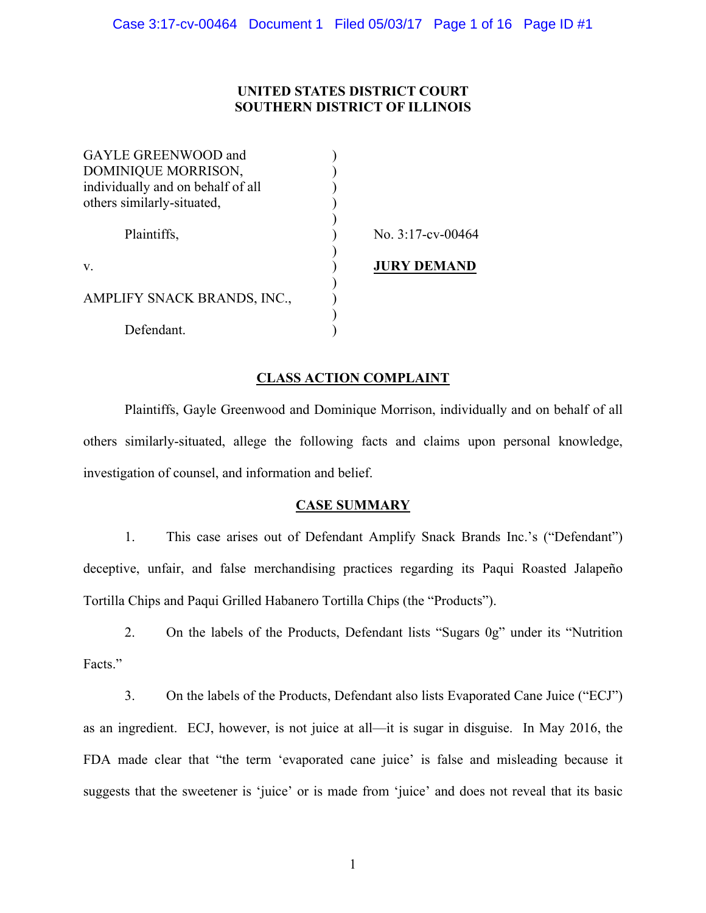**UNITED STATES DISTRICT COURT**
**SOUTHERN DISTRICT OF ILLINOIS**

GAYLE GREENWOOD and DOMINIQUE MORRISON, individually and on behalf of all others similarly-situated,

Plaintiffs,

v.

AMPLIFY SNACK BRANDS, INC.,

Defendant.

No. 3:17-cv-00464

**JURY DEMAND**

## CLASS ACTION COMPLAINT

Plaintiffs, Gayle Greenwood and Dominique Morrison, individually and on behalf of all others similarly-situated, allege the following facts and claims upon personal knowledge, investigation of counsel, and information and belief.

## CASE SUMMARY

1. This case arises out of Defendant Amplify Snack Brands Inc.'s ("Defendant") deceptive, unfair, and false merchandising practices regarding its Paqui Roasted Jalapeño Tortilla Chips and Paqui Grilled Habanero Tortilla Chips (the "Products").

2. On the labels of the Products, Defendant lists "Sugars 0g" under its "Nutrition Facts."

3. On the labels of the Products, Defendant also lists Evaporated Cane Juice ("ECJ") as an ingredient. ECJ, however, is not juice at all—it is sugar in disguise. In May 2016, the FDA made clear that "the term 'evaporated cane juice' is false and misleading because it suggests that the sweetener is 'juice' or is made from 'juice' and does not reveal that its basic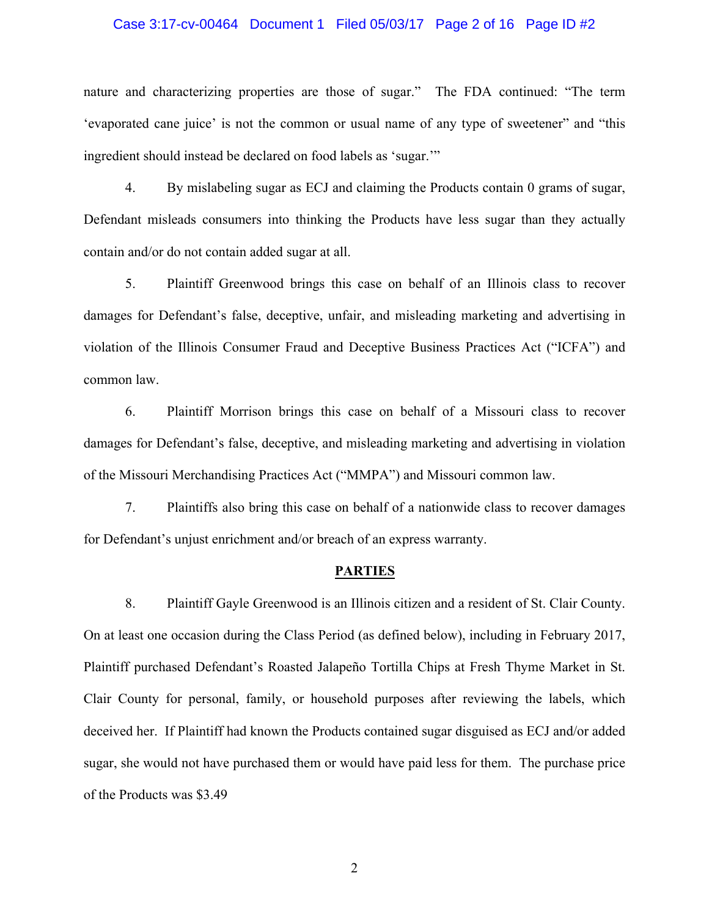nature and characterizing properties are those of sugar." The FDA continued: "The term 'evaporated cane juice' is not the common or usual name of any type of sweetener" and "this ingredient should instead be declared on food labels as 'sugar.'"

4. By mislabeling sugar as ECJ and claiming the Products contain 0 grams of sugar, Defendant misleads consumers into thinking the Products have less sugar than they actually contain and/or do not contain added sugar at all.

5. Plaintiff Greenwood brings this case on behalf of an Illinois class to recover damages for Defendant's false, deceptive, unfair, and misleading marketing and advertising in violation of the Illinois Consumer Fraud and Deceptive Business Practices Act ("ICFA") and common law.

6. Plaintiff Morrison brings this case on behalf of a Missouri class to recover damages for Defendant's false, deceptive, and misleading marketing and advertising in violation of the Missouri Merchandising Practices Act ("MMPA") and Missouri common law.

7. Plaintiffs also bring this case on behalf of a nationwide class to recover damages for Defendant's unjust enrichment and/or breach of an express warranty.

## PARTIES

8. Plaintiff Gayle Greenwood is an Illinois citizen and a resident of St. Clair County. On at least one occasion during the Class Period (as defined below), including in February 2017, Plaintiff purchased Defendant's Roasted Jalapeño Tortilla Chips at Fresh Thyme Market in St. Clair County for personal, family, or household purposes after reviewing the labels, which deceived her. If Plaintiff had known the Products contained sugar disguised as ECJ and/or added sugar, she would not have purchased them or would have paid less for them. The purchase price of the Products was $3.49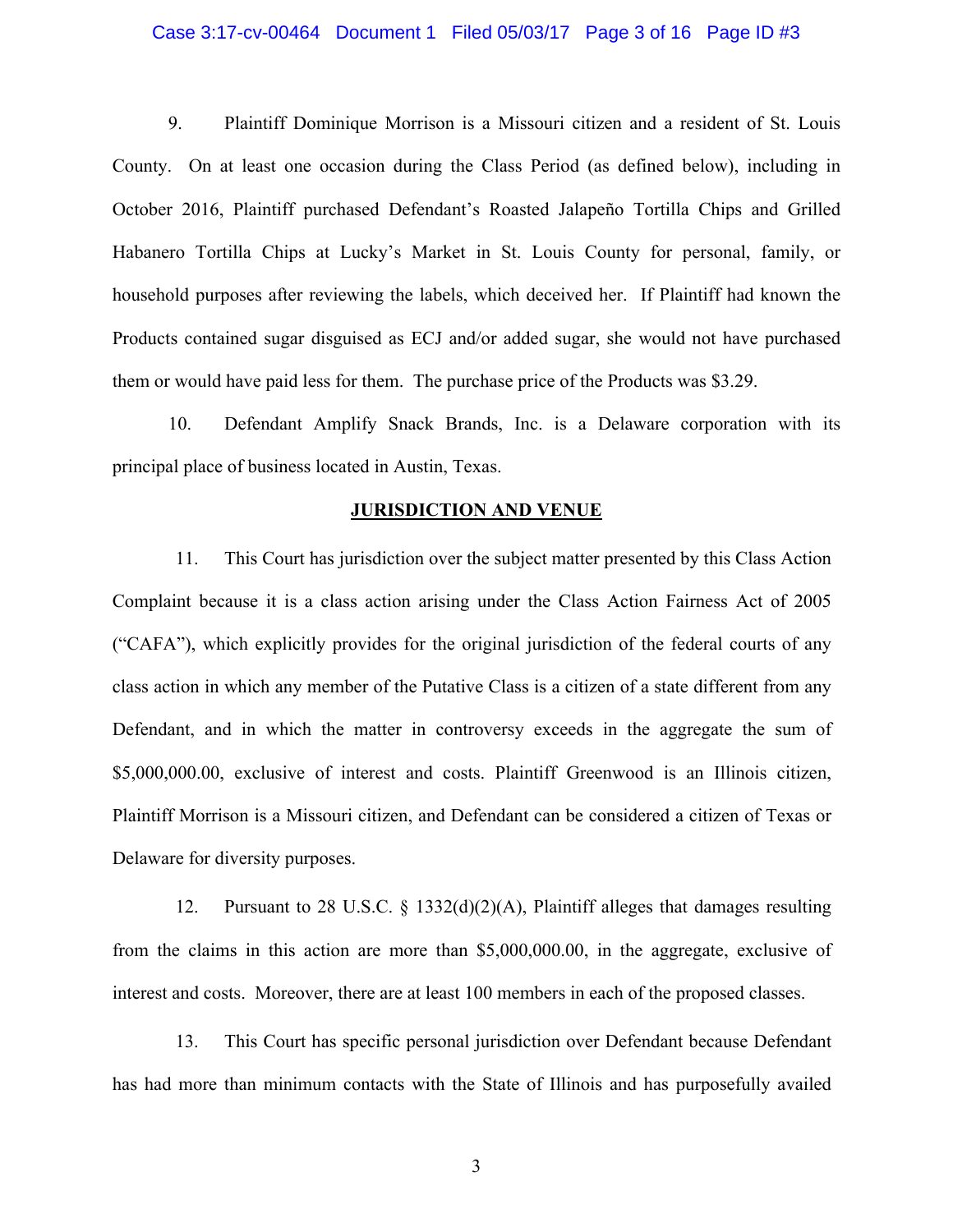9. Plaintiff Dominique Morrison is a Missouri citizen and a resident of St. Louis County. On at least one occasion during the Class Period (as defined below), including in October 2016, Plaintiff purchased Defendant's Roasted Jalapeño Tortilla Chips and Grilled Habanero Tortilla Chips at Lucky's Market in St. Louis County for personal, family, or household purposes after reviewing the labels, which deceived her. If Plaintiff had known the Products contained sugar disguised as ECJ and/or added sugar, she would not have purchased them or would have paid less for them. The purchase price of the Products was $3.29.

10. Defendant Amplify Snack Brands, Inc. is a Delaware corporation with its principal place of business located in Austin, Texas.

## JURISDICTION AND VENUE

11. This Court has jurisdiction over the subject matter presented by this Class Action Complaint because it is a class action arising under the Class Action Fairness Act of 2005 ("CAFA"), which explicitly provides for the original jurisdiction of the federal courts of any class action in which any member of the Putative Class is a citizen of a state different from any Defendant, and in which the matter in controversy exceeds in the aggregate the sum of $5,000,000.00, exclusive of interest and costs. Plaintiff Greenwood is an Illinois citizen, Plaintiff Morrison is a Missouri citizen, and Defendant can be considered a citizen of Texas or Delaware for diversity purposes.

12. Pursuant to 28 U.S.C. § 1332(d)(2)(A), Plaintiff alleges that damages resulting from the claims in this action are more than $5,000,000.00, in the aggregate, exclusive of interest and costs. Moreover, there are at least 100 members in each of the proposed classes.

13. This Court has specific personal jurisdiction over Defendant because Defendant has had more than minimum contacts with the State of Illinois and has purposefully availed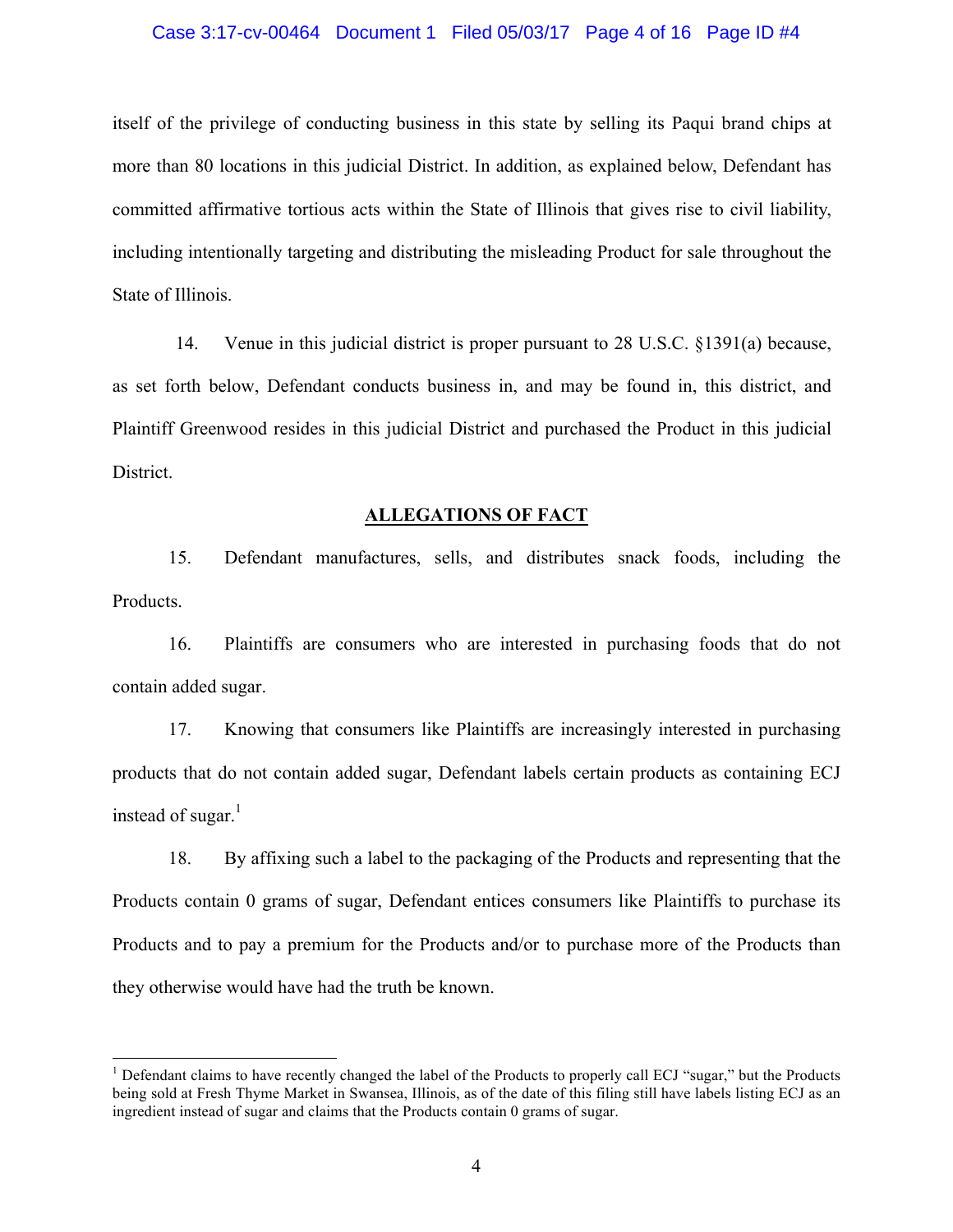itself of the privilege of conducting business in this state by selling its Paqui brand chips at more than 80 locations in this judicial District. In addition, as explained below, Defendant has committed affirmative tortious acts within the State of Illinois that gives rise to civil liability, including intentionally targeting and distributing the misleading Product for sale throughout the State of Illinois.

14. Venue in this judicial district is proper pursuant to 28 U.S.C. §1391(a) because, as set forth below, Defendant conducts business in, and may be found in, this district, and Plaintiff Greenwood resides in this judicial District and purchased the Product in this judicial District.

## ALLEGATIONS OF FACT

15. Defendant manufactures, sells, and distributes snack foods, including the Products.

16. Plaintiffs are consumers who are interested in purchasing foods that do not contain added sugar.

17. Knowing that consumers like Plaintiffs are increasingly interested in purchasing products that do not contain added sugar, Defendant labels certain products as containing ECJ instead of sugar.[1]

18. By affixing such a label to the packaging of the Products and representing that the Products contain 0 grams of sugar, Defendant entices consumers like Plaintiffs to purchase its Products and to pay a premium for the Products and/or to purchase more of the Products than they otherwise would have had the truth be known.

---

[1] Defendant claims to have recently changed the label of the Products to properly call ECJ "sugar," but the Products being sold at Fresh Thyme Market in Swansea, Illinois, as of the date of this filing still have labels listing ECJ as an ingredient instead of sugar and claims that the Products contain 0 grams of sugar.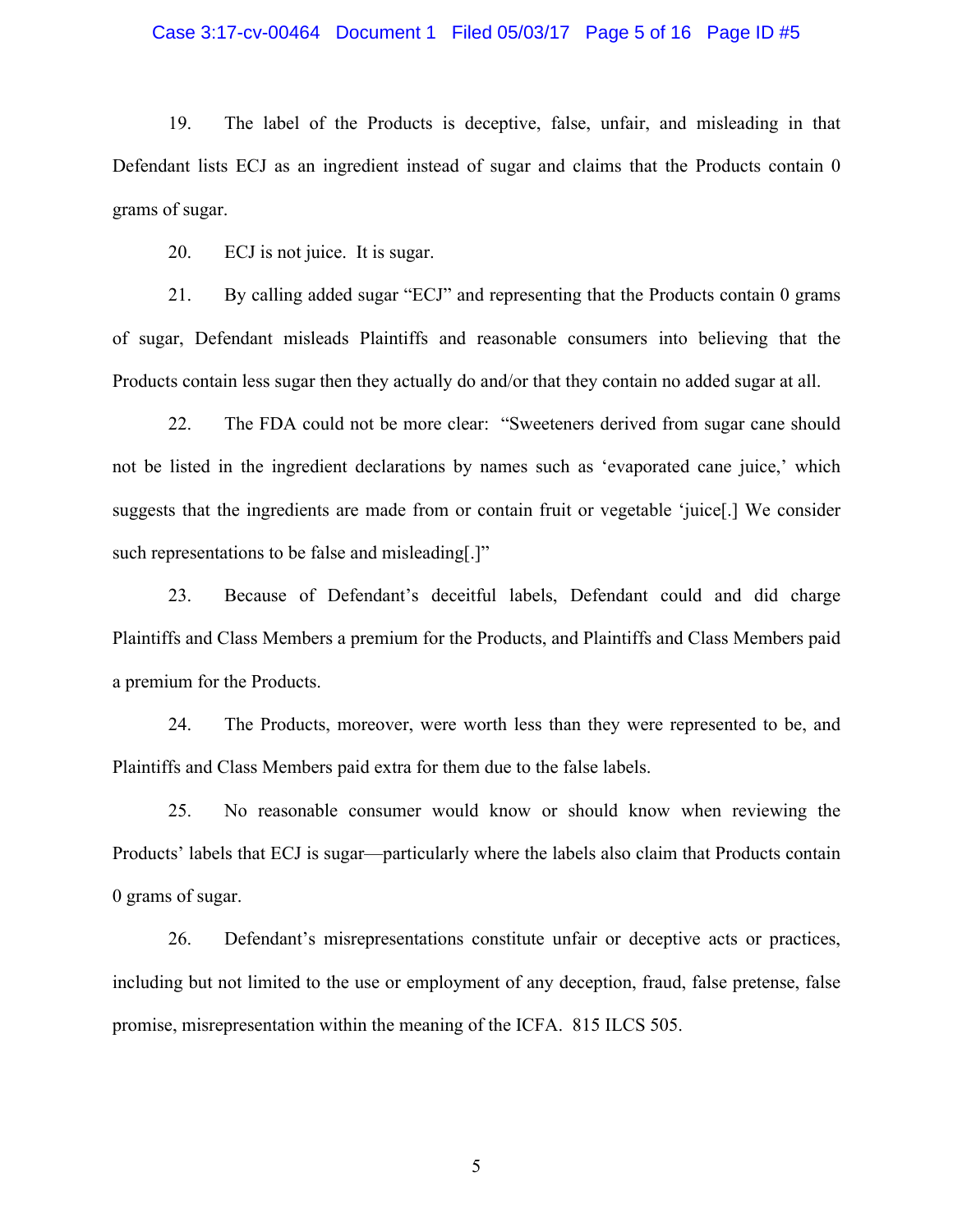19. The label of the Products is deceptive, false, unfair, and misleading in that Defendant lists ECJ as an ingredient instead of sugar and claims that the Products contain 0 grams of sugar.

20. ECJ is not juice. It is sugar.

21. By calling added sugar "ECJ" and representing that the Products contain 0 grams of sugar, Defendant misleads Plaintiffs and reasonable consumers into believing that the Products contain less sugar then they actually do and/or that they contain no added sugar at all.

22. The FDA could not be more clear: "Sweeteners derived from sugar cane should not be listed in the ingredient declarations by names such as 'evaporated cane juice,' which suggests that the ingredients are made from or contain fruit or vegetable 'juice[.] We consider such representations to be false and misleading[.]"

23. Because of Defendant's deceitful labels, Defendant could and did charge Plaintiffs and Class Members a premium for the Products, and Plaintiffs and Class Members paid a premium for the Products.

24. The Products, moreover, were worth less than they were represented to be, and Plaintiffs and Class Members paid extra for them due to the false labels.

25. No reasonable consumer would know or should know when reviewing the Products' labels that ECJ is sugar—particularly where the labels also claim that Products contain 0 grams of sugar.

26. Defendant's misrepresentations constitute unfair or deceptive acts or practices, including but not limited to the use or employment of any deception, fraud, false pretense, false promise, misrepresentation within the meaning of the ICFA. 815 ILCS 505.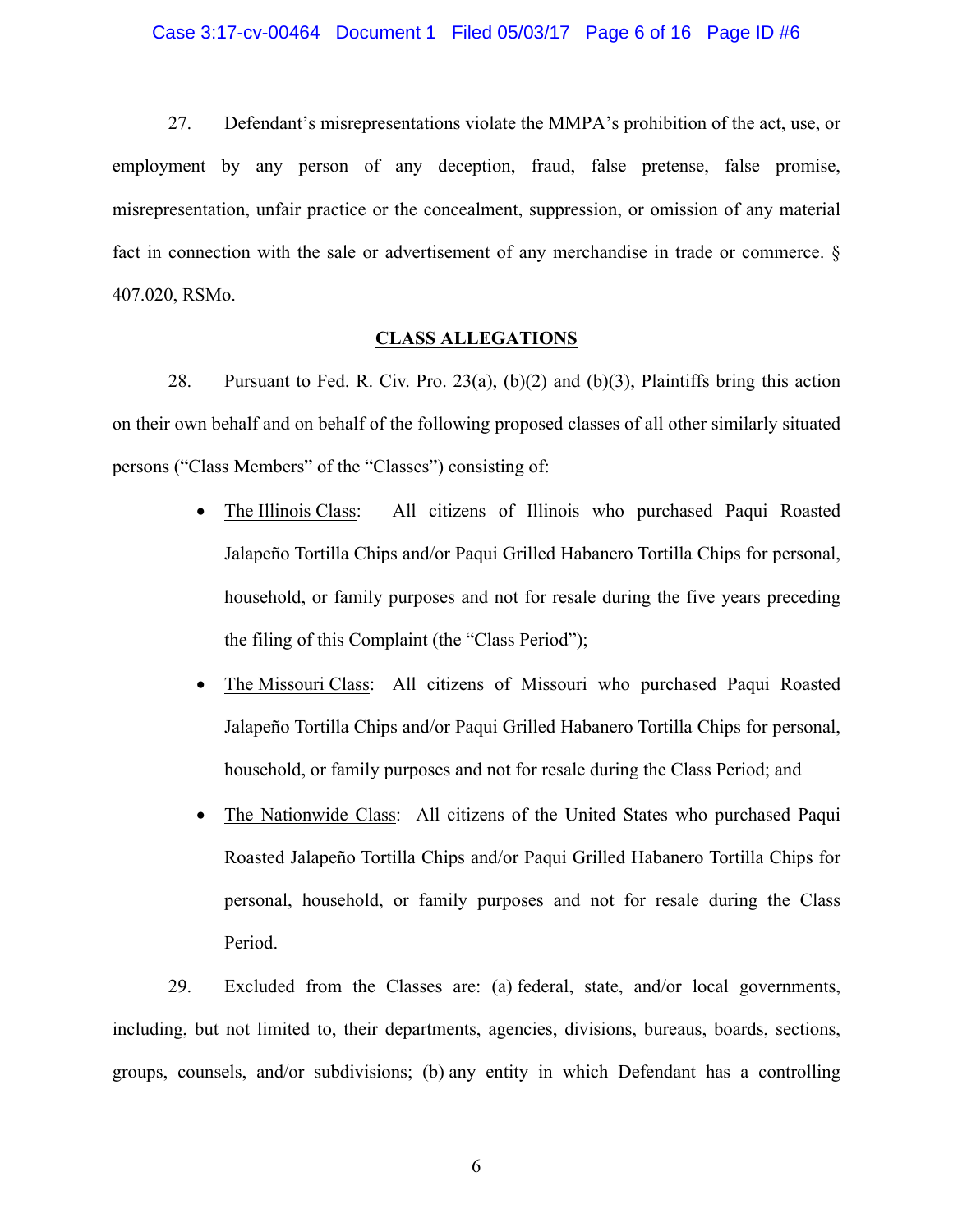27. Defendant's misrepresentations violate the MMPA's prohibition of the act, use, or employment by any person of any deception, fraud, false pretense, false promise, misrepresentation, unfair practice or the concealment, suppression, or omission of any material fact in connection with the sale or advertisement of any merchandise in trade or commerce. § 407.020, RSMo.

**CLASS ALLEGATIONS**

28. Pursuant to Fed. R. Civ. Pro. 23(a), (b)(2) and (b)(3), Plaintiffs bring this action on their own behalf and on behalf of the following proposed classes of all other similarly situated persons ("Class Members" of the "Classes") consisting of:

- The Illinois Class: All citizens of Illinois who purchased Paqui Roasted Jalapeño Tortilla Chips and/or Paqui Grilled Habanero Tortilla Chips for personal, household, or family purposes and not for resale during the five years preceding the filing of this Complaint (the "Class Period");
- The Missouri Class: All citizens of Missouri who purchased Paqui Roasted Jalapeño Tortilla Chips and/or Paqui Grilled Habanero Tortilla Chips for personal, household, or family purposes and not for resale during the Class Period; and
- The Nationwide Class: All citizens of the United States who purchased Paqui Roasted Jalapeño Tortilla Chips and/or Paqui Grilled Habanero Tortilla Chips for personal, household, or family purposes and not for resale during the Class Period.

29. Excluded from the Classes are: (a) federal, state, and/or local governments, including, but not limited to, their departments, agencies, divisions, bureaus, boards, sections, groups, counsels, and/or subdivisions; (b) any entity in which Defendant has a controlling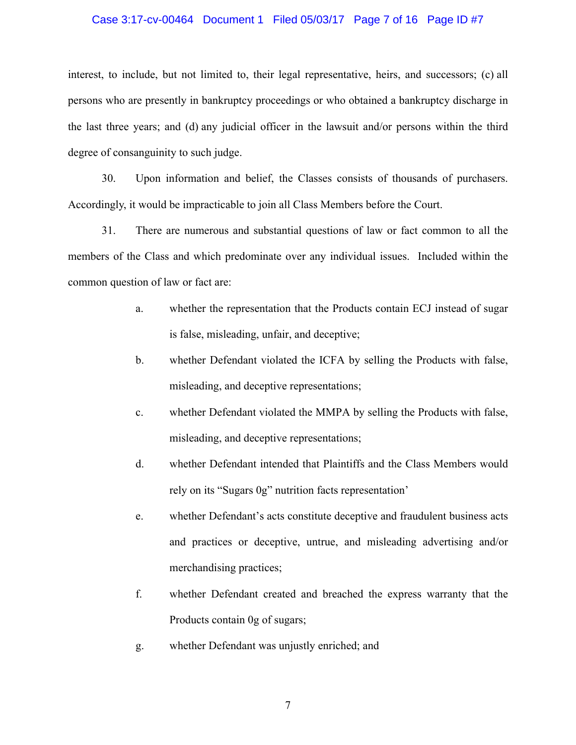interest, to include, but not limited to, their legal representative, heirs, and successors; (c) all persons who are presently in bankruptcy proceedings or who obtained a bankruptcy discharge in the last three years; and (d) any judicial officer in the lawsuit and/or persons within the third degree of consanguinity to such judge.

30. Upon information and belief, the Classes consists of thousands of purchasers. Accordingly, it would be impracticable to join all Class Members before the Court.

31. There are numerous and substantial questions of law or fact common to all the members of the Class and which predominate over any individual issues. Included within the common question of law or fact are:

a. whether the representation that the Products contain ECJ instead of sugar is false, misleading, unfair, and deceptive;

b. whether Defendant violated the ICFA by selling the Products with false, misleading, and deceptive representations;

c. whether Defendant violated the MMPA by selling the Products with false, misleading, and deceptive representations;

d. whether Defendant intended that Plaintiffs and the Class Members would rely on its "Sugars 0g" nutrition facts representation'

e. whether Defendant's acts constitute deceptive and fraudulent business acts and practices or deceptive, untrue, and misleading advertising and/or merchandising practices;

f. whether Defendant created and breached the express warranty that the Products contain 0g of sugars;

g. whether Defendant was unjustly enriched; and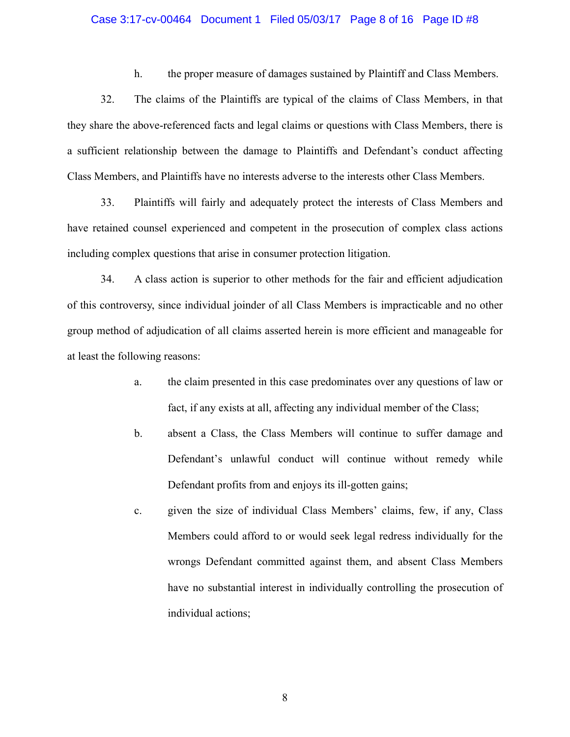h. the proper measure of damages sustained by Plaintiff and Class Members.

32. The claims of the Plaintiffs are typical of the claims of Class Members, in that they share the above-referenced facts and legal claims or questions with Class Members, there is a sufficient relationship between the damage to Plaintiffs and Defendant's conduct affecting Class Members, and Plaintiffs have no interests adverse to the interests other Class Members.

33. Plaintiffs will fairly and adequately protect the interests of Class Members and have retained counsel experienced and competent in the prosecution of complex class actions including complex questions that arise in consumer protection litigation.

34. A class action is superior to other methods for the fair and efficient adjudication of this controversy, since individual joinder of all Class Members is impracticable and no other group method of adjudication of all claims asserted herein is more efficient and manageable for at least the following reasons:

a. the claim presented in this case predominates over any questions of law or fact, if any exists at all, affecting any individual member of the Class;

b. absent a Class, the Class Members will continue to suffer damage and Defendant's unlawful conduct will continue without remedy while Defendant profits from and enjoys its ill-gotten gains;

c. given the size of individual Class Members' claims, few, if any, Class Members could afford to or would seek legal redress individually for the wrongs Defendant committed against them, and absent Class Members have no substantial interest in individually controlling the prosecution of individual actions;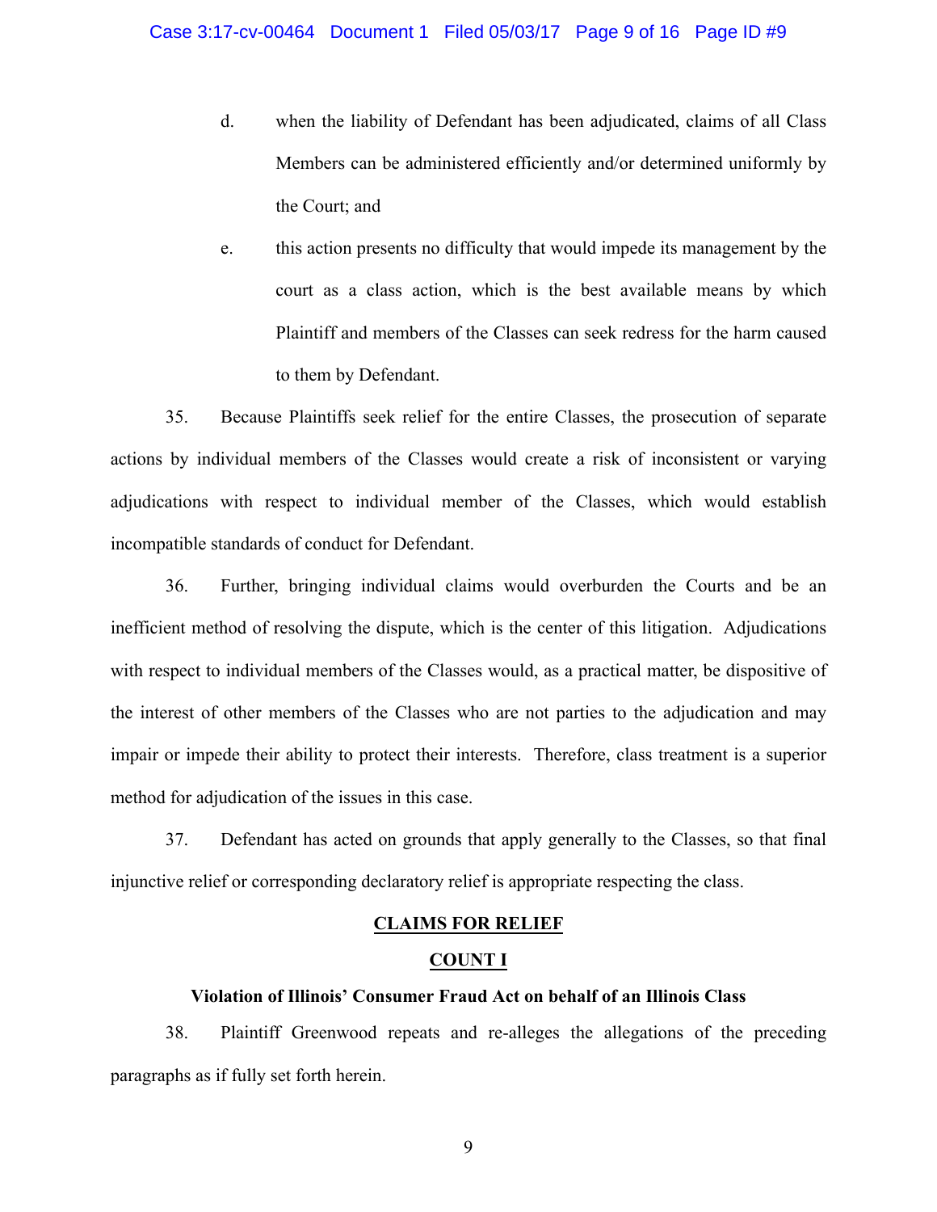d. when the liability of Defendant has been adjudicated, claims of all Class Members can be administered efficiently and/or determined uniformly by the Court; and

e. this action presents no difficulty that would impede its management by the court as a class action, which is the best available means by which Plaintiff and members of the Classes can seek redress for the harm caused to them by Defendant.

35. Because Plaintiffs seek relief for the entire Classes, the prosecution of separate actions by individual members of the Classes would create a risk of inconsistent or varying adjudications with respect to individual member of the Classes, which would establish incompatible standards of conduct for Defendant.

36. Further, bringing individual claims would overburden the Courts and be an inefficient method of resolving the dispute, which is the center of this litigation. Adjudications with respect to individual members of the Classes would, as a practical matter, be dispositive of the interest of other members of the Classes who are not parties to the adjudication and may impair or impede their ability to protect their interests. Therefore, class treatment is a superior method for adjudication of the issues in this case.

37. Defendant has acted on grounds that apply generally to the Classes, so that final injunctive relief or corresponding declaratory relief is appropriate respecting the class.

## CLAIMS FOR RELIEF

### COUNT I

**Violation of Illinois' Consumer Fraud Act on behalf of an Illinois Class**

38. Plaintiff Greenwood repeats and re-alleges the allegations of the preceding paragraphs as if fully set forth herein.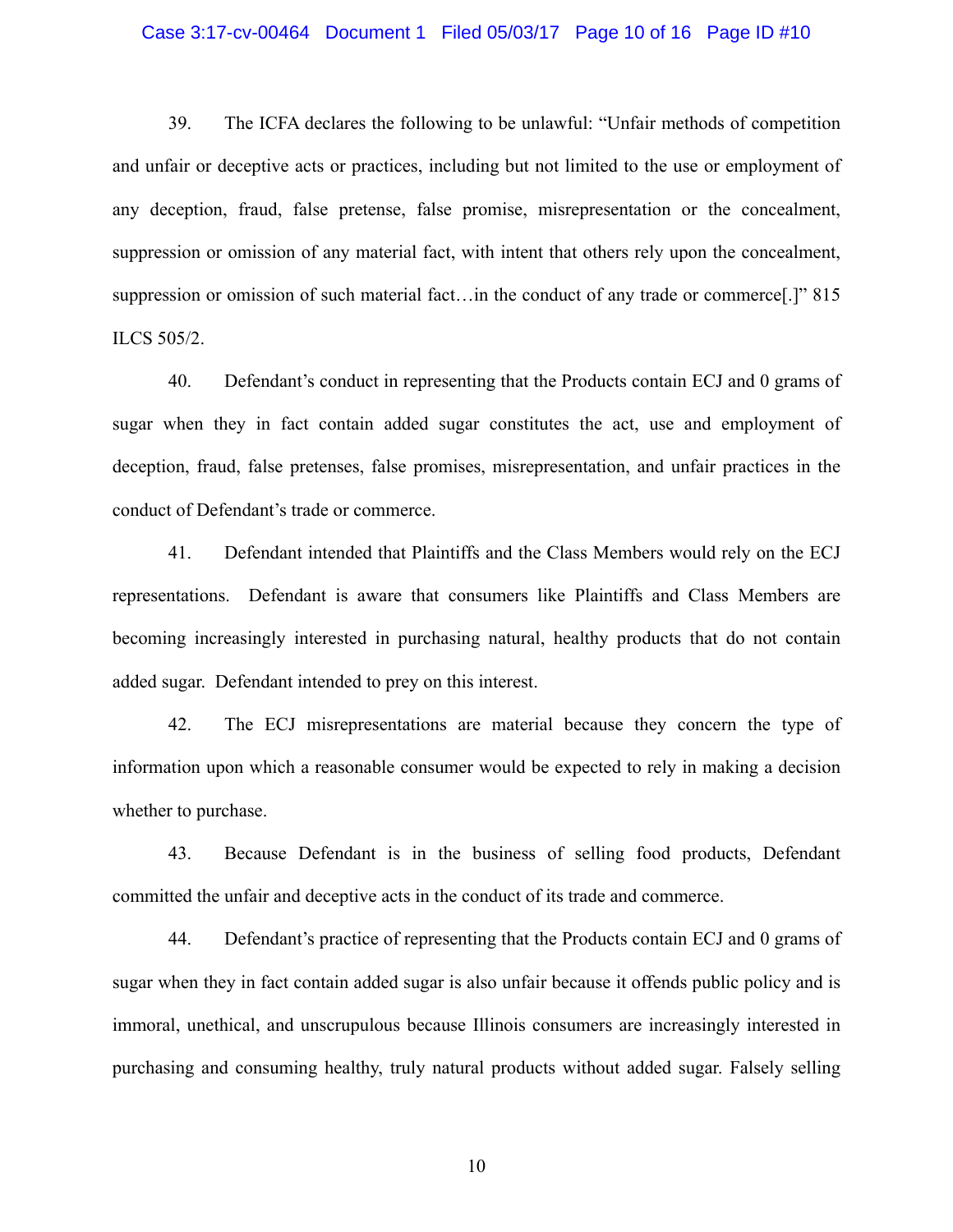39. The ICFA declares the following to be unlawful: "Unfair methods of competition and unfair or deceptive acts or practices, including but not limited to the use or employment of any deception, fraud, false pretense, false promise, misrepresentation or the concealment, suppression or omission of any material fact, with intent that others rely upon the concealment, suppression or omission of such material fact…in the conduct of any trade or commerce[.]" 815 ILCS 505/2.

40. Defendant's conduct in representing that the Products contain ECJ and 0 grams of sugar when they in fact contain added sugar constitutes the act, use and employment of deception, fraud, false pretenses, false promises, misrepresentation, and unfair practices in the conduct of Defendant's trade or commerce.

41. Defendant intended that Plaintiffs and the Class Members would rely on the ECJ representations. Defendant is aware that consumers like Plaintiffs and Class Members are becoming increasingly interested in purchasing natural, healthy products that do not contain added sugar. Defendant intended to prey on this interest.

42. The ECJ misrepresentations are material because they concern the type of information upon which a reasonable consumer would be expected to rely in making a decision whether to purchase.

43. Because Defendant is in the business of selling food products, Defendant committed the unfair and deceptive acts in the conduct of its trade and commerce.

44. Defendant's practice of representing that the Products contain ECJ and 0 grams of sugar when they in fact contain added sugar is also unfair because it offends public policy and is immoral, unethical, and unscrupulous because Illinois consumers are increasingly interested in purchasing and consuming healthy, truly natural products without added sugar. Falsely selling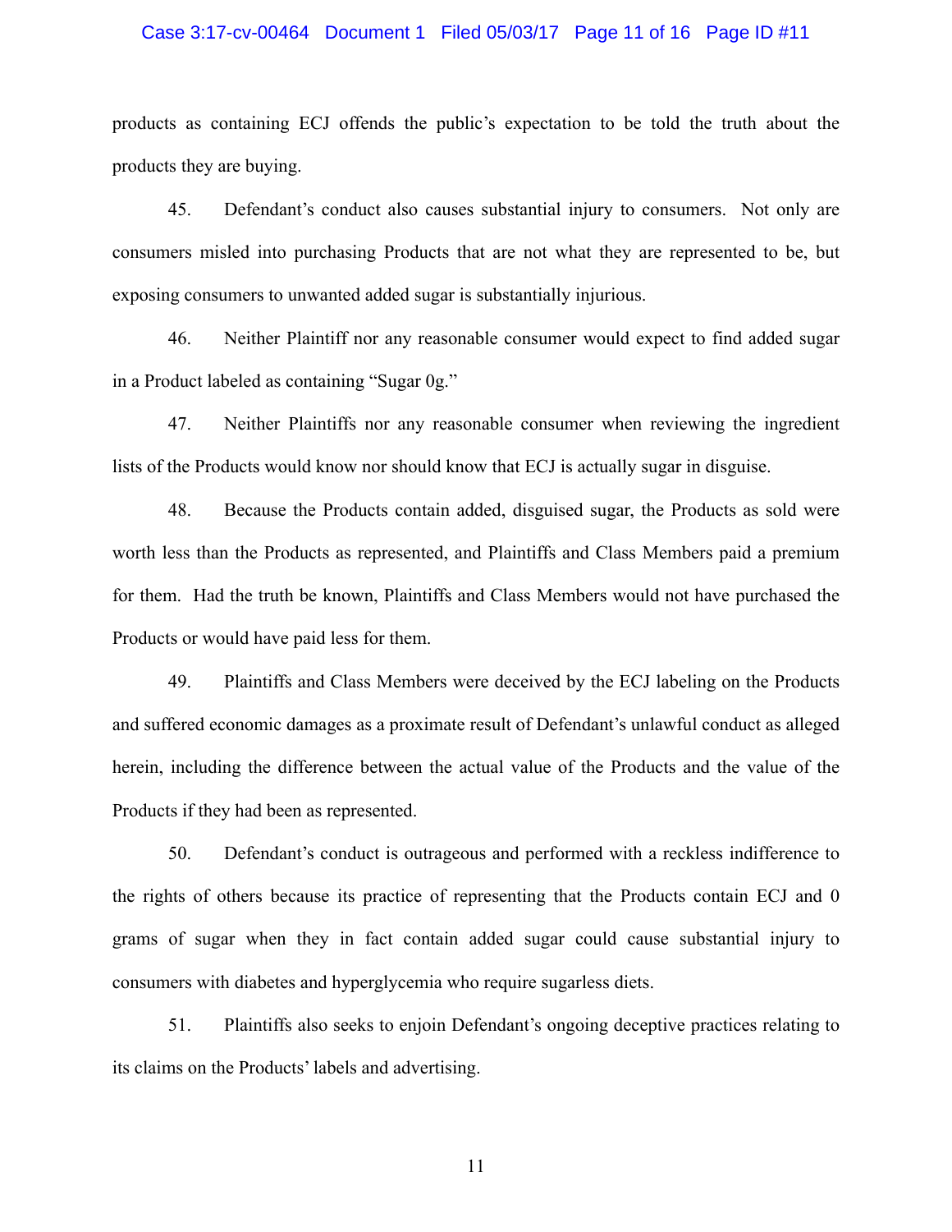products as containing ECJ offends the public's expectation to be told the truth about the products they are buying.

45. Defendant's conduct also causes substantial injury to consumers. Not only are consumers misled into purchasing Products that are not what they are represented to be, but exposing consumers to unwanted added sugar is substantially injurious.

46. Neither Plaintiff nor any reasonable consumer would expect to find added sugar in a Product labeled as containing "Sugar 0g."

47. Neither Plaintiffs nor any reasonable consumer when reviewing the ingredient lists of the Products would know nor should know that ECJ is actually sugar in disguise.

48. Because the Products contain added, disguised sugar, the Products as sold were worth less than the Products as represented, and Plaintiffs and Class Members paid a premium for them. Had the truth be known, Plaintiffs and Class Members would not have purchased the Products or would have paid less for them.

49. Plaintiffs and Class Members were deceived by the ECJ labeling on the Products and suffered economic damages as a proximate result of Defendant's unlawful conduct as alleged herein, including the difference between the actual value of the Products and the value of the Products if they had been as represented.

50. Defendant's conduct is outrageous and performed with a reckless indifference to the rights of others because its practice of representing that the Products contain ECJ and 0 grams of sugar when they in fact contain added sugar could cause substantial injury to consumers with diabetes and hyperglycemia who require sugarless diets.

51. Plaintiffs also seeks to enjoin Defendant's ongoing deceptive practices relating to its claims on the Products' labels and advertising.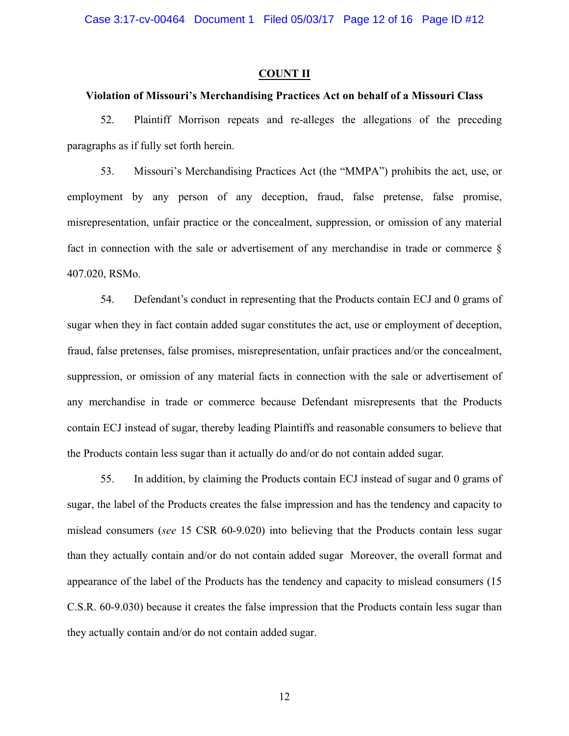## COUNT II

### Violation of Missouri's Merchandising Practices Act on behalf of a Missouri Class

52. Plaintiff Morrison repeats and re-alleges the allegations of the preceding paragraphs as if fully set forth herein.

53. Missouri's Merchandising Practices Act (the "MMPA") prohibits the act, use, or employment by any person of any deception, fraud, false pretense, false promise, misrepresentation, unfair practice or the concealment, suppression, or omission of any material fact in connection with the sale or advertisement of any merchandise in trade or commerce § 407.020, RSMo.

54. Defendant's conduct in representing that the Products contain ECJ and 0 grams of sugar when they in fact contain added sugar constitutes the act, use or employment of deception, fraud, false pretenses, false promises, misrepresentation, unfair practices and/or the concealment, suppression, or omission of any material facts in connection with the sale or advertisement of any merchandise in trade or commerce because Defendant misrepresents that the Products contain ECJ instead of sugar, thereby leading Plaintiffs and reasonable consumers to believe that the Products contain less sugar than it actually do and/or do not contain added sugar.

55. In addition, by claiming the Products contain ECJ instead of sugar and 0 grams of sugar, the label of the Products creates the false impression and has the tendency and capacity to mislead consumers (*see* 15 CSR 60-9.020) into believing that the Products contain less sugar than they actually contain and/or do not contain added sugar Moreover, the overall format and appearance of the label of the Products has the tendency and capacity to mislead consumers (15 C.S.R. 60-9.030) because it creates the false impression that the Products contain less sugar than they actually contain and/or do not contain added sugar.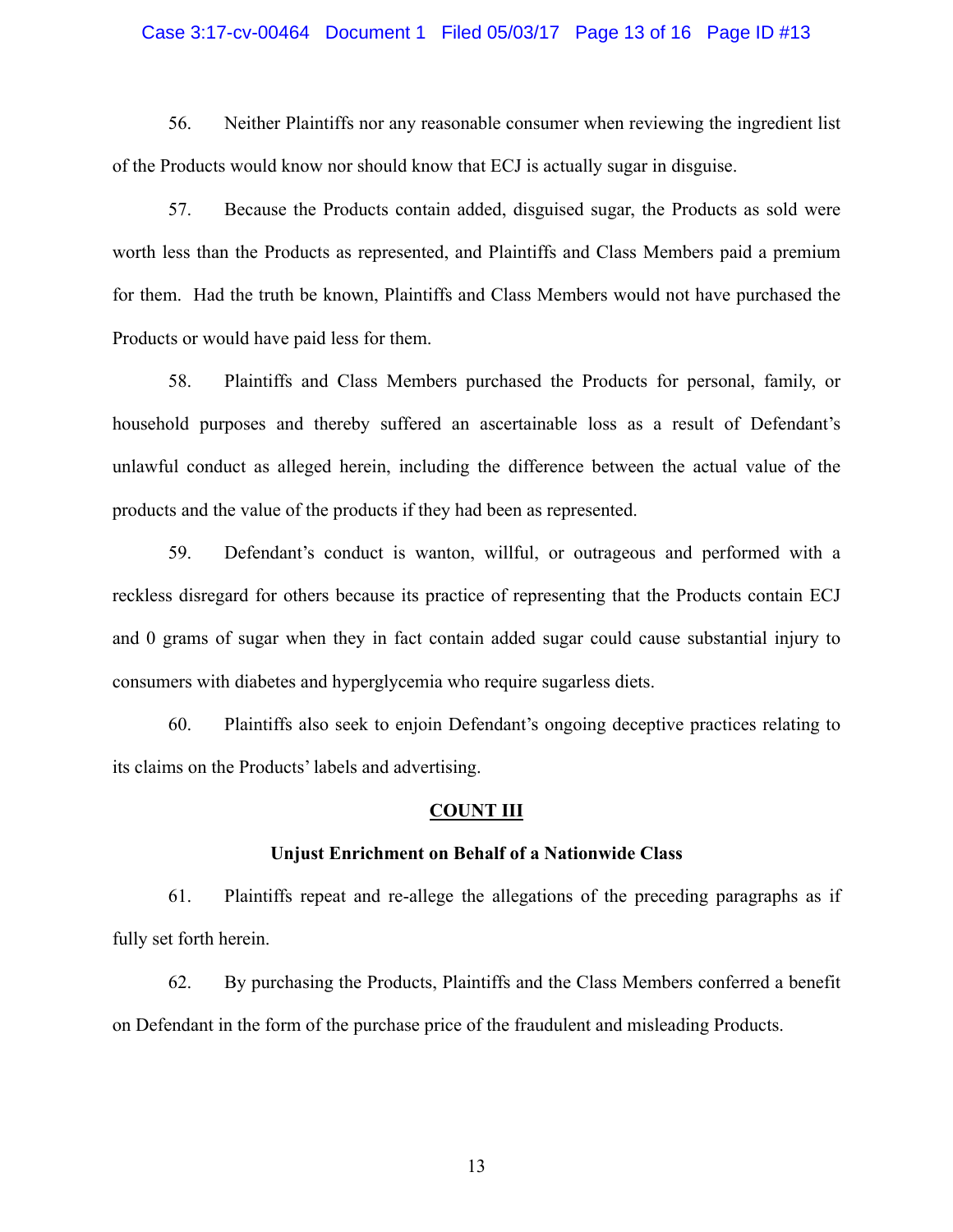56. Neither Plaintiffs nor any reasonable consumer when reviewing the ingredient list of the Products would know nor should know that ECJ is actually sugar in disguise.

57. Because the Products contain added, disguised sugar, the Products as sold were worth less than the Products as represented, and Plaintiffs and Class Members paid a premium for them. Had the truth be known, Plaintiffs and Class Members would not have purchased the Products or would have paid less for them.

58. Plaintiffs and Class Members purchased the Products for personal, family, or household purposes and thereby suffered an ascertainable loss as a result of Defendant's unlawful conduct as alleged herein, including the difference between the actual value of the products and the value of the products if they had been as represented.

59. Defendant's conduct is wanton, willful, or outrageous and performed with a reckless disregard for others because its practice of representing that the Products contain ECJ and 0 grams of sugar when they in fact contain added sugar could cause substantial injury to consumers with diabetes and hyperglycemia who require sugarless diets.

60. Plaintiffs also seek to enjoin Defendant's ongoing deceptive practices relating to its claims on the Products' labels and advertising.

## COUNT III

### Unjust Enrichment on Behalf of a Nationwide Class

61. Plaintiffs repeat and re-allege the allegations of the preceding paragraphs as if fully set forth herein.

62. By purchasing the Products, Plaintiffs and the Class Members conferred a benefit on Defendant in the form of the purchase price of the fraudulent and misleading Products.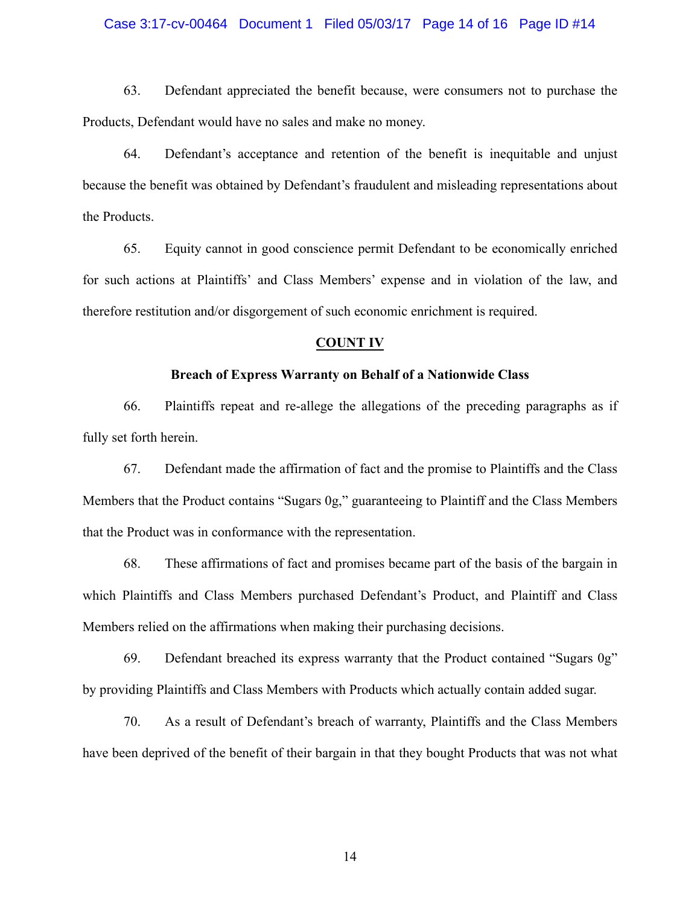63. Defendant appreciated the benefit because, were consumers not to purchase the Products, Defendant would have no sales and make no money.

64. Defendant's acceptance and retention of the benefit is inequitable and unjust because the benefit was obtained by Defendant's fraudulent and misleading representations about the Products.

65. Equity cannot in good conscience permit Defendant to be economically enriched for such actions at Plaintiffs' and Class Members' expense and in violation of the law, and therefore restitution and/or disgorgement of such economic enrichment is required.

**COUNT IV**

**Breach of Express Warranty on Behalf of a Nationwide Class**

66. Plaintiffs repeat and re-allege the allegations of the preceding paragraphs as if fully set forth herein.

67. Defendant made the affirmation of fact and the promise to Plaintiffs and the Class Members that the Product contains "Sugars 0g," guaranteeing to Plaintiff and the Class Members that the Product was in conformance with the representation.

68. These affirmations of fact and promises became part of the basis of the bargain in which Plaintiffs and Class Members purchased Defendant's Product, and Plaintiff and Class Members relied on the affirmations when making their purchasing decisions.

69. Defendant breached its express warranty that the Product contained "Sugars 0g" by providing Plaintiffs and Class Members with Products which actually contain added sugar.

70. As a result of Defendant's breach of warranty, Plaintiffs and the Class Members have been deprived of the benefit of their bargain in that they bought Products that was not what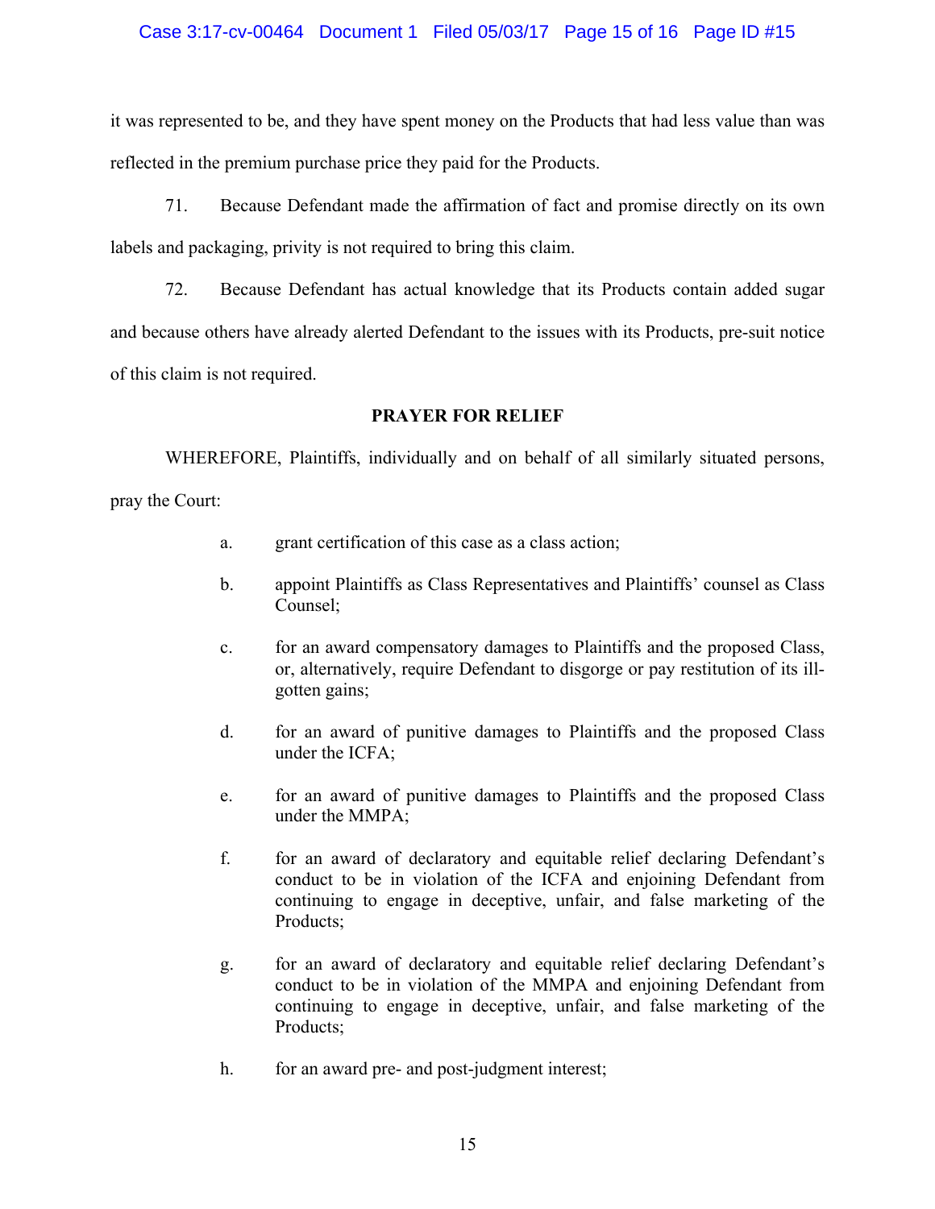it was represented to be, and they have spent money on the Products that had less value than was reflected in the premium purchase price they paid for the Products.

71. Because Defendant made the affirmation of fact and promise directly on its own labels and packaging, privity is not required to bring this claim.

72. Because Defendant has actual knowledge that its Products contain added sugar and because others have already alerted Defendant to the issues with its Products, pre-suit notice of this claim is not required.

**PRAYER FOR RELIEF**

WHEREFORE, Plaintiffs, individually and on behalf of all similarly situated persons, pray the Court:

a. grant certification of this case as a class action;

b. appoint Plaintiffs as Class Representatives and Plaintiffs' counsel as Class Counsel;

c. for an award compensatory damages to Plaintiffs and the proposed Class, or, alternatively, require Defendant to disgorge or pay restitution of its ill-gotten gains;

d. for an award of punitive damages to Plaintiffs and the proposed Class under the ICFA;

e. for an award of punitive damages to Plaintiffs and the proposed Class under the MMPA;

f. for an award of declaratory and equitable relief declaring Defendant's conduct to be in violation of the ICFA and enjoining Defendant from continuing to engage in deceptive, unfair, and false marketing of the Products;

g. for an award of declaratory and equitable relief declaring Defendant's conduct to be in violation of the MMPA and enjoining Defendant from continuing to engage in deceptive, unfair, and false marketing of the Products;

h. for an award pre- and post-judgment interest;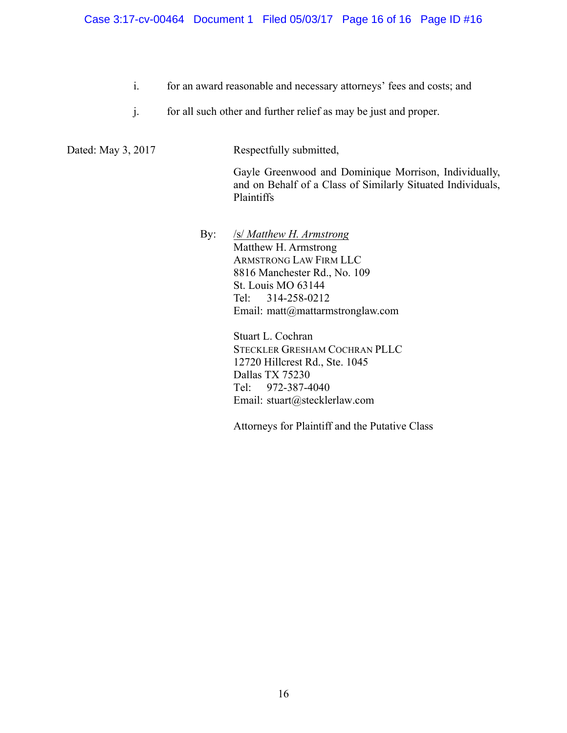i. for an award reasonable and necessary attorneys' fees and costs; and

j. for all such other and further relief as may be just and proper.

Dated: May 3, 2017

Respectfully submitted,

Gayle Greenwood and Dominique Morrison, Individually, and on Behalf of a Class of Similarly Situated Individuals, Plaintiffs

By: /s/ *Matthew H. Armstrong*
Matthew H. Armstrong
ARMSTRONG LAW FIRM LLC
8816 Manchester Rd., No. 109
St. Louis MO 63144
Tel: 314-258-0212
Email: matt@mattarmstronglaw.com

Stuart L. Cochran
STECKLER GRESHAM COCHRAN PLLC
12720 Hillcrest Rd., Ste. 1045
Dallas TX 75230
Tel: 972-387-4040
Email: stuart@stecklerlaw.com

Attorneys for Plaintiff and the Putative Class